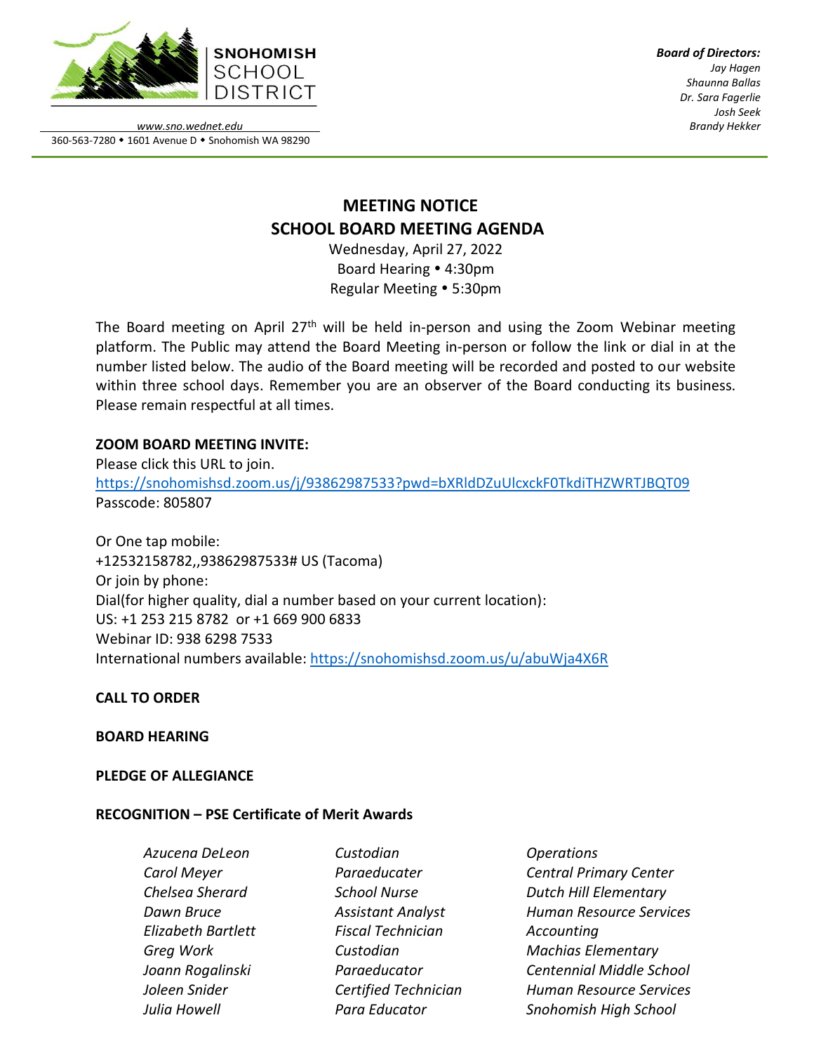**SNOHOMISH SCHOOL DISTRICT**

www.sno.wednet.edu
360-563-7280 • 1601 Avenue D • Snohomish WA 98290

***Board of Directors:***
*Jay Hagen*
*Shaunna Ballas*
*Dr. Sara Fagerlie*
*Josh Seek*
*Brandy Hekker*

# MEETING NOTICE
# SCHOOL BOARD MEETING AGENDA

Wednesday, April 27, 2022
Board Hearing • 4:30pm
Regular Meeting • 5:30pm

The Board meeting on April 27th will be held in-person and using the Zoom Webinar meeting platform. The Public may attend the Board Meeting in-person or follow the link or dial in at the number listed below. The audio of the Board meeting will be recorded and posted to our website within three school days. Remember you are an observer of the Board conducting its business. Please remain respectful at all times.

**ZOOM BOARD MEETING INVITE:**
Please click this URL to join.
https://snohomishsd.zoom.us/j/93862987533?pwd=bXRldDZuUlcxckF0TkdiTHZWRTJBQT09
Passcode: 805807

Or One tap mobile:
+12532158782,,93862987533# US (Tacoma)
Or join by phone:
Dial(for higher quality, dial a number based on your current location):
US: +1 253 215 8782 or +1 669 900 6833
Webinar ID: 938 6298 7533
International numbers available: https://snohomishsd.zoom.us/u/abuWja4X6R

**CALL TO ORDER**

**BOARD HEARING**

**PLEDGE OF ALLEGIANCE**

**RECOGNITION – PSE Certificate of Merit Awards**

| | | |
|---|---|---|
| *Azucena DeLeon* | *Custodian* | *Operations* |
| *Carol Meyer* | *Paraeducater* | *Central Primary Center* |
| *Chelsea Sherard* | *School Nurse* | *Dutch Hill Elementary* |
| *Dawn Bruce* | *Assistant Analyst* | *Human Resource Services* |
| *Elizabeth Bartlett* | *Fiscal Technician* | *Accounting* |
| *Greg Work* | *Custodian* | *Machias Elementary* |
| *Joann Rogalinski* | *Paraeducator* | *Centennial Middle School* |
| *Joleen Snider* | *Certified Technician* | *Human Resource Services* |
| *Julia Howell* | *Para Educator* | *Snohomish High School* |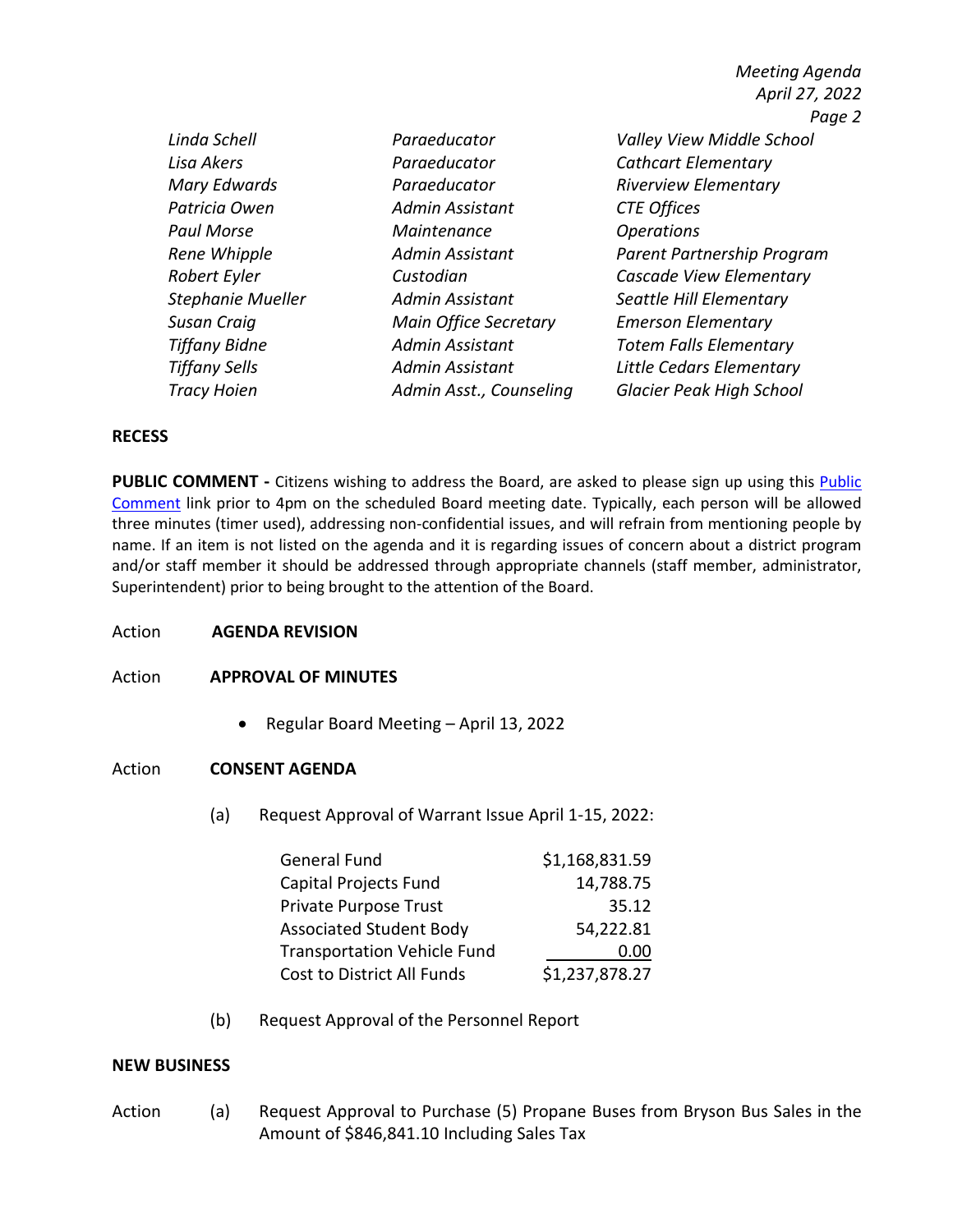| | | |
|---|---|---|
| *Linda Schell* | *Paraeducator* | *Valley View Middle School* |
| *Lisa Akers* | *Paraeducator* | *Cathcart Elementary* |
| *Mary Edwards* | *Paraeducator* | *Riverview Elementary* |
| *Patricia Owen* | *Admin Assistant* | *CTE Offices* |
| *Paul Morse* | *Maintenance* | *Operations* |
| *Rene Whipple* | *Admin Assistant* | *Parent Partnership Program* |
| *Robert Eyler* | *Custodian* | *Cascade View Elementary* |
| *Stephanie Mueller* | *Admin Assistant* | *Seattle Hill Elementary* |
| *Susan Craig* | *Main Office Secretary* | *Emerson Elementary* |
| *Tiffany Bidne* | *Admin Assistant* | *Totem Falls Elementary* |
| *Tiffany Sells* | *Admin Assistant* | *Little Cedars Elementary* |
| *Tracy Hoien* | *Admin Asst., Counseling* | *Glacier Peak High School* |

**RECESS**

**PUBLIC COMMENT -** Citizens wishing to address the Board, are asked to please sign up using this Public Comment link prior to 4pm on the scheduled Board meeting date. Typically, each person will be allowed three minutes (timer used), addressing non-confidential issues, and will refrain from mentioning people by name. If an item is not listed on the agenda and it is regarding issues of concern about a district program and/or staff member it should be addressed through appropriate channels (staff member, administrator, Superintendent) prior to being brought to the attention of the Board.

Action **AGENDA REVISION**

Action **APPROVAL OF MINUTES**

- Regular Board Meeting – April 13, 2022

Action **CONSENT AGENDA**

(a) Request Approval of Warrant Issue April 1-15, 2022:

| | |
|---|---:|
| General Fund | $1,168,831.59 |
| Capital Projects Fund | 14,788.75 |
| Private Purpose Trust | 35.12 |
| Associated Student Body | 54,222.81 |
| Transportation Vehicle Fund | 0.00 |
| Cost to District All Funds | $1,237,878.27 |

(b) Request Approval of the Personnel Report

**NEW BUSINESS**

Action (a) Request Approval to Purchase (5) Propane Buses from Bryson Bus Sales in the Amount of $846,841.10 Including Sales Tax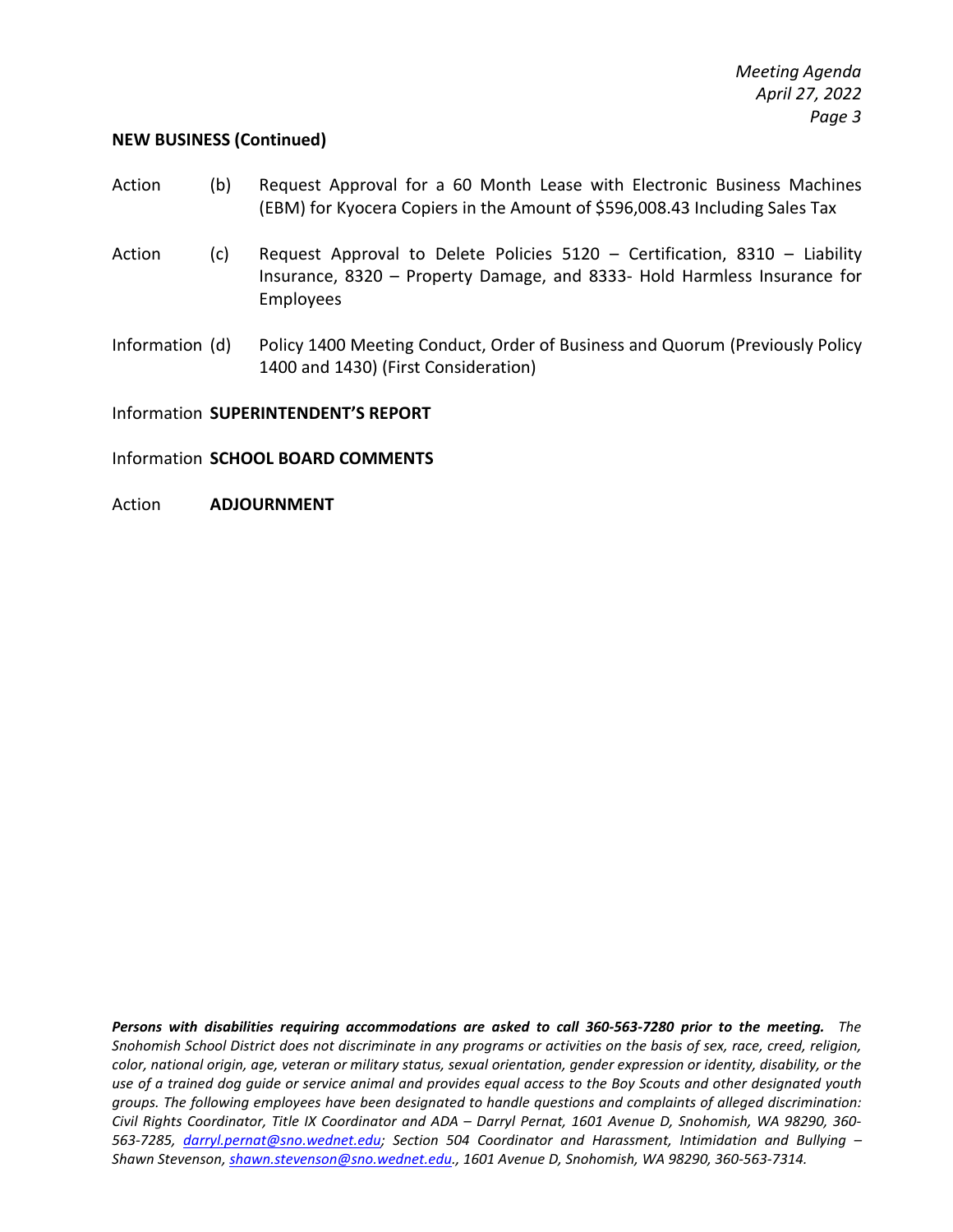**NEW BUSINESS (Continued)**

| | | |
|---|---|---|
| Action | (b) | Request Approval for a 60 Month Lease with Electronic Business Machines (EBM) for Kyocera Copiers in the Amount of $596,008.43 Including Sales Tax |
| Action | (c) | Request Approval to Delete Policies 5120 – Certification, 8310 – Liability Insurance, 8320 – Property Damage, and 8333- Hold Harmless Insurance for Employees |
| Information | (d) | Policy 1400 Meeting Conduct, Order of Business and Quorum (Previously Policy 1400 and 1430) (First Consideration) |

Information **SUPERINTENDENT'S REPORT**

Information **SCHOOL BOARD COMMENTS**

Action **ADJOURNMENT**

***Persons with disabilities requiring accommodations are asked to call 360-563-7280 prior to the meeting.*** *The Snohomish School District does not discriminate in any programs or activities on the basis of sex, race, creed, religion, color, national origin, age, veteran or military status, sexual orientation, gender expression or identity, disability, or the use of a trained dog guide or service animal and provides equal access to the Boy Scouts and other designated youth groups. The following employees have been designated to handle questions and complaints of alleged discrimination: Civil Rights Coordinator, Title IX Coordinator and ADA – Darryl Pernat, 1601 Avenue D, Snohomish, WA 98290, 360-563-7285, darryl.pernat@sno.wednet.edu; Section 504 Coordinator and Harassment, Intimidation and Bullying – Shawn Stevenson, shawn.stevenson@sno.wednet.edu., 1601 Avenue D, Snohomish, WA 98290, 360-563-7314.*